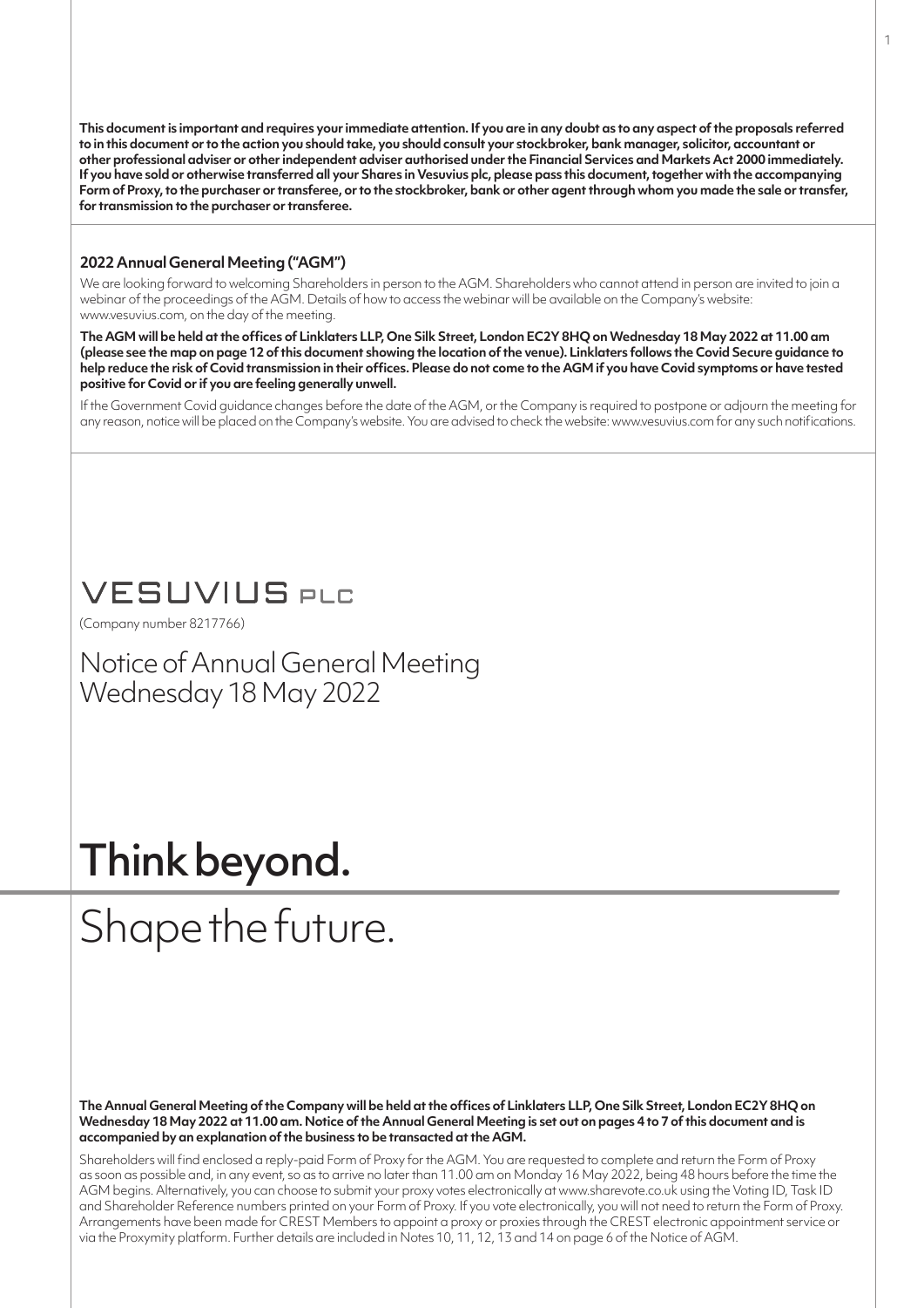**This document is important and requires your immediate attention. If you are in any doubt as to any aspect of the proposals referred to in this document or to the action you should take, you should consult your stockbroker, bank manager, solicitor, accountant or other professional adviser or other independent adviser authorised under the Financial Services and Markets Act 2000 immediately. If you have sold or otherwise transferred all your Shares in Vesuvius plc, please pass this document, together with the accompanying Form of Proxy, to the purchaser or transferee, or to the stockbroker, bank or other agent through whom you made the sale or transfer, for transmission to the purchaser or transferee.**

## 2022 Annual General Meeting ("AGM")

We are looking forward to welcoming Shareholders in person to the AGM. Shareholders who cannot attend in person are invited to join a webinar of the proceedings of the AGM. Details of how to access the webinar will be available on the Company's website: www.vesuvius.com, on the day of the meeting.

**The AGM will be held at the offices of Linklaters LLP, One Silk Street, London EC2Y 8HQ on Wednesday 18 May 2022 at 11.00 am (please see the map on page 12 of this document showing the location of the venue). Linklaters follows the Covid Secure guidance to help reduce the risk of Covid transmission in their offices. Please do not come to the AGM if you have Covid symptoms or have tested positive for Covid or if you are feeling generally unwell.**

If the Government Covid guidance changes before the date of the AGM, or the Company is required to postpone or adjourn the meeting for any reason, notice will be placed on the Company's website. You are advised to check the website: www.vesuvius.com for any such notifications.

# VESUVIUS PLC

(Company number 8217766)

# Notice of Annual General Meeting
Wednesday 18 May 2022

# Think beyond.
# Shape the future.

**The Annual General Meeting of the Company will be held at the offices of Linklaters LLP, One Silk Street, London EC2Y 8HQ on Wednesday 18 May 2022 at 11.00 am. Notice of the Annual General Meeting is set out on pages 4 to 7 of this document and is accompanied by an explanation of the business to be transacted at the AGM.**

Shareholders will find enclosed a reply-paid Form of Proxy for the AGM. You are requested to complete and return the Form of Proxy as soon as possible and, in any event, so as to arrive no later than 11.00 am on Monday 16 May 2022, being 48 hours before the time the AGM begins. Alternatively, you can choose to submit your proxy votes electronically at www.sharevote.co.uk using the Voting ID, Task ID and Shareholder Reference numbers printed on your Form of Proxy. If you vote electronically, you will not need to return the Form of Proxy. Arrangements have been made for CREST Members to appoint a proxy or proxies through the CREST electronic appointment service or via the Proxymity platform. Further details are included in Notes 10, 11, 12, 13 and 14 on page 6 of the Notice of AGM.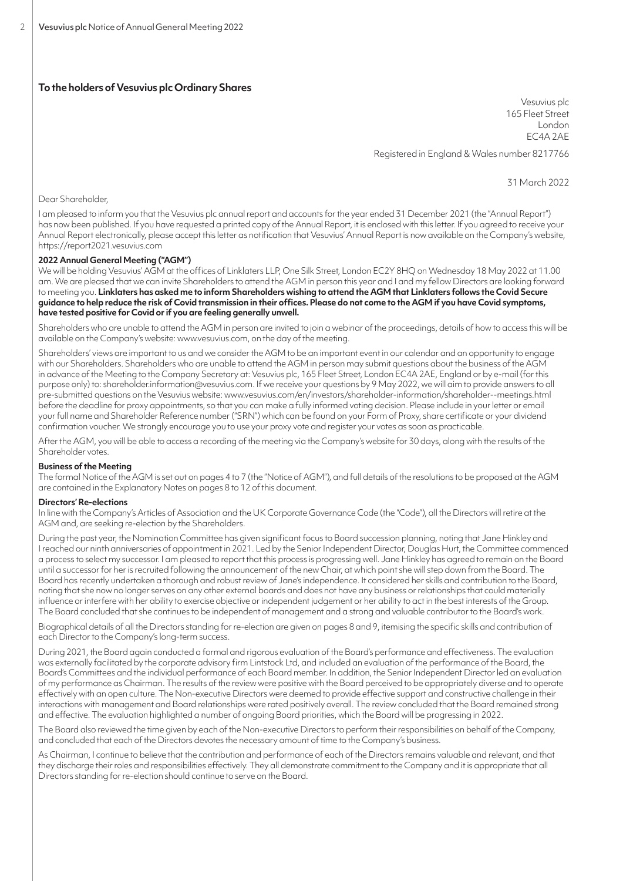## To the holders of Vesuvius plc Ordinary Shares

Vesuvius plc
165 Fleet Street
London
EC4A 2AE

Registered in England & Wales number 8217766

31 March 2022

Dear Shareholder,

I am pleased to inform you that the Vesuvius plc annual report and accounts for the year ended 31 December 2021 (the "Annual Report") has now been published. If you have requested a printed copy of the Annual Report, it is enclosed with this letter. If you agreed to receive your Annual Report electronically, please accept this letter as notification that Vesuvius' Annual Report is now available on the Company's website, https://report2021.vesuvius.com

### 2022 Annual General Meeting ("AGM")

We will be holding Vesuvius' AGM at the offices of Linklaters LLP, One Silk Street, London EC2Y 8HQ on Wednesday 18 May 2022 at 11.00 am. We are pleased that we can invite Shareholders to attend the AGM in person this year and I and my fellow Directors are looking forward to meeting you. **Linklaters has asked me to inform Shareholders wishing to attend the AGM that Linklaters follows the Covid Secure guidance to help reduce the risk of Covid transmission in their offices. Please do not come to the AGM if you have Covid symptoms, have tested positive for Covid or if you are feeling generally unwell.**

Shareholders who are unable to attend the AGM in person are invited to join a webinar of the proceedings, details of how to access this will be available on the Company's website: www.vesuvius.com, on the day of the meeting.

Shareholders' views are important to us and we consider the AGM to be an important event in our calendar and an opportunity to engage with our Shareholders. Shareholders who are unable to attend the AGM in person may submit questions about the business of the AGM in advance of the Meeting to the Company Secretary at: Vesuvius plc, 165 Fleet Street, London EC4A 2AE, England or by e-mail (for this purpose only) to: shareholder.information@vesuvius.com. If we receive your questions by 9 May 2022, we will aim to provide answers to all pre-submitted questions on the Vesuvius website: www.vesuvius.com/en/investors/shareholder-information/shareholder--meetings.html before the deadline for proxy appointments, so that you can make a fully informed voting decision. Please include in your letter or email your full name and Shareholder Reference number ("SRN") which can be found on your Form of Proxy, share certificate or your dividend confirmation voucher. We strongly encourage you to use your proxy vote and register your votes as soon as practicable.

After the AGM, you will be able to access a recording of the meeting via the Company's website for 30 days, along with the results of the Shareholder votes.

### Business of the Meeting

The formal Notice of the AGM is set out on pages 4 to 7 (the "Notice of AGM"), and full details of the resolutions to be proposed at the AGM are contained in the Explanatory Notes on pages 8 to 12 of this document.

### Directors' Re-elections

In line with the Company's Articles of Association and the UK Corporate Governance Code (the "Code"), all the Directors will retire at the AGM and, are seeking re-election by the Shareholders.

During the past year, the Nomination Committee has given significant focus to Board succession planning, noting that Jane Hinkley and I reached our ninth anniversaries of appointment in 2021. Led by the Senior Independent Director, Douglas Hurt, the Committee commenced a process to select my successor. I am pleased to report that this process is progressing well. Jane Hinkley has agreed to remain on the Board until a successor for her is recruited following the announcement of the new Chair, at which point she will step down from the Board. The Board has recently undertaken a thorough and robust review of Jane's independence. It considered her skills and contribution to the Board, noting that she now no longer serves on any other external boards and does not have any business or relationships that could materially influence or interfere with her ability to exercise objective or independent judgement or her ability to act in the best interests of the Group. The Board concluded that she continues to be independent of management and a strong and valuable contributor to the Board's work.

Biographical details of all the Directors standing for re-election are given on pages 8 and 9, itemising the specific skills and contribution of each Director to the Company's long-term success.

During 2021, the Board again conducted a formal and rigorous evaluation of the Board's performance and effectiveness. The evaluation was externally facilitated by the corporate advisory firm Lintstock Ltd, and included an evaluation of the performance of the Board, the Board's Committees and the individual performance of each Board member. In addition, the Senior Independent Director led an evaluation of my performance as Chairman. The results of the review were positive with the Board perceived to be appropriately diverse and to operate effectively with an open culture. The Non-executive Directors were deemed to provide effective support and constructive challenge in their interactions with management and Board relationships were rated positively overall. The review concluded that the Board remained strong and effective. The evaluation highlighted a number of ongoing Board priorities, which the Board will be progressing in 2022.

The Board also reviewed the time given by each of the Non-executive Directors to perform their responsibilities on behalf of the Company, and concluded that each of the Directors devotes the necessary amount of time to the Company's business.

As Chairman, I continue to believe that the contribution and performance of each of the Directors remains valuable and relevant, and that they discharge their roles and responsibilities effectively. They all demonstrate commitment to the Company and it is appropriate that all Directors standing for re-election should continue to serve on the Board.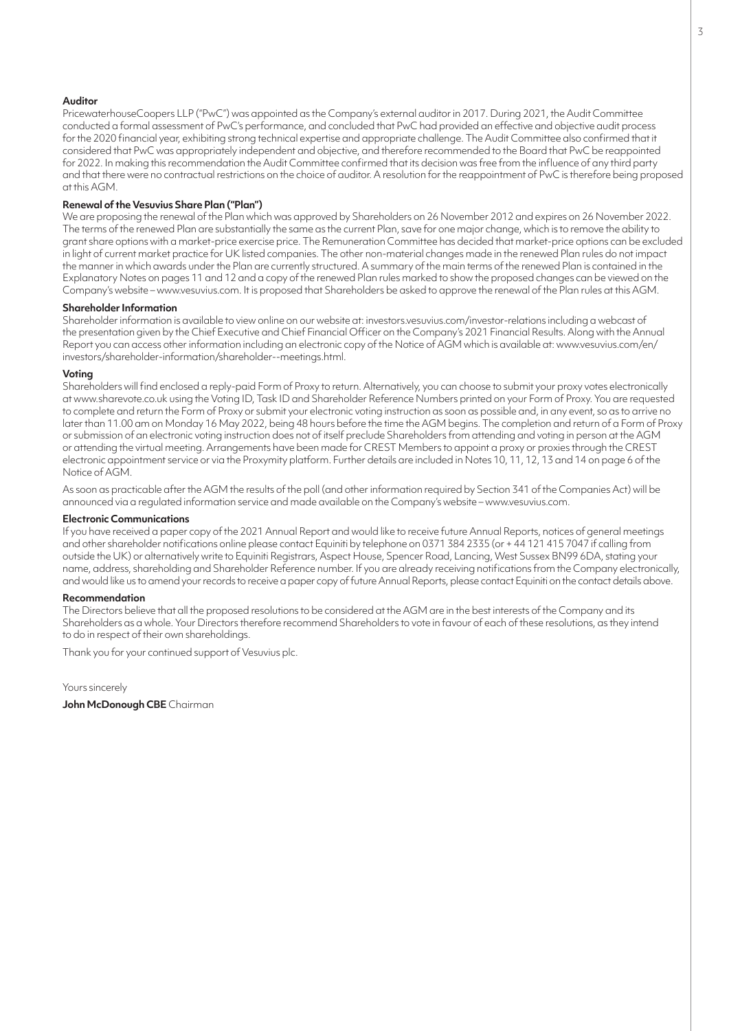**Auditor**

PricewaterhouseCoopers LLP ("PwC") was appointed as the Company's external auditor in 2017. During 2021, the Audit Committee conducted a formal assessment of PwC's performance, and concluded that PwC had provided an effective and objective audit process for the 2020 financial year, exhibiting strong technical expertise and appropriate challenge. The Audit Committee also confirmed that it considered that PwC was appropriately independent and objective, and therefore recommended to the Board that PwC be reappointed for 2022. In making this recommendation the Audit Committee confirmed that its decision was free from the influence of any third party and that there were no contractual restrictions on the choice of auditor. A resolution for the reappointment of PwC is therefore being proposed at this AGM.

**Renewal of the Vesuvius Share Plan ("Plan")**

We are proposing the renewal of the Plan which was approved by Shareholders on 26 November 2012 and expires on 26 November 2022. The terms of the renewed Plan are substantially the same as the current Plan, save for one major change, which is to remove the ability to grant share options with a market-price exercise price. The Remuneration Committee has decided that market-price options can be excluded in light of current market practice for UK listed companies. The other non-material changes made in the renewed Plan rules do not impact the manner in which awards under the Plan are currently structured. A summary of the main terms of the renewed Plan is contained in the Explanatory Notes on pages 11 and 12 and a copy of the renewed Plan rules marked to show the proposed changes can be viewed on the Company's website – www.vesuvius.com. It is proposed that Shareholders be asked to approve the renewal of the Plan rules at this AGM.

**Shareholder Information**

Shareholder information is available to view online on our website at: investors.vesuvius.com/investor-relations including a webcast of the presentation given by the Chief Executive and Chief Financial Officer on the Company's 2021 Financial Results. Along with the Annual Report you can access other information including an electronic copy of the Notice of AGM which is available at: www.vesuvius.com/en/investors/shareholder-information/shareholder--meetings.html.

**Voting**

Shareholders will find enclosed a reply-paid Form of Proxy to return. Alternatively, you can choose to submit your proxy votes electronically at www.sharevote.co.uk using the Voting ID, Task ID and Shareholder Reference Numbers printed on your Form of Proxy. You are requested to complete and return the Form of Proxy or submit your electronic voting instruction as soon as possible and, in any event, so as to arrive no later than 11.00 am on Monday 16 May 2022, being 48 hours before the time the AGM begins. The completion and return of a Form of Proxy or submission of an electronic voting instruction does not of itself preclude Shareholders from attending and voting in person at the AGM or attending the virtual meeting. Arrangements have been made for CREST Members to appoint a proxy or proxies through the CREST electronic appointment service or via the Proxymity platform. Further details are included in Notes 10, 11, 12, 13 and 14 on page 6 of the Notice of AGM.

As soon as practicable after the AGM the results of the poll (and other information required by Section 341 of the Companies Act) will be announced via a regulated information service and made available on the Company's website – www.vesuvius.com.

**Electronic Communications**

If you have received a paper copy of the 2021 Annual Report and would like to receive future Annual Reports, notices of general meetings and other shareholder notifications online please contact Equiniti by telephone on 0371 384 2335 (or + 44 121 415 7047 if calling from outside the UK) or alternatively write to Equiniti Registrars, Aspect House, Spencer Road, Lancing, West Sussex BN99 6DA, stating your name, address, shareholding and Shareholder Reference number. If you are already receiving notifications from the Company electronically, and would like us to amend your records to receive a paper copy of future Annual Reports, please contact Equiniti on the contact details above.

**Recommendation**

The Directors believe that all the proposed resolutions to be considered at the AGM are in the best interests of the Company and its Shareholders as a whole. Your Directors therefore recommend Shareholders to vote in favour of each of these resolutions, as they intend to do in respect of their own shareholdings.

Thank you for your continued support of Vesuvius plc.

Yours sincerely

**John McDonough CBE** Chairman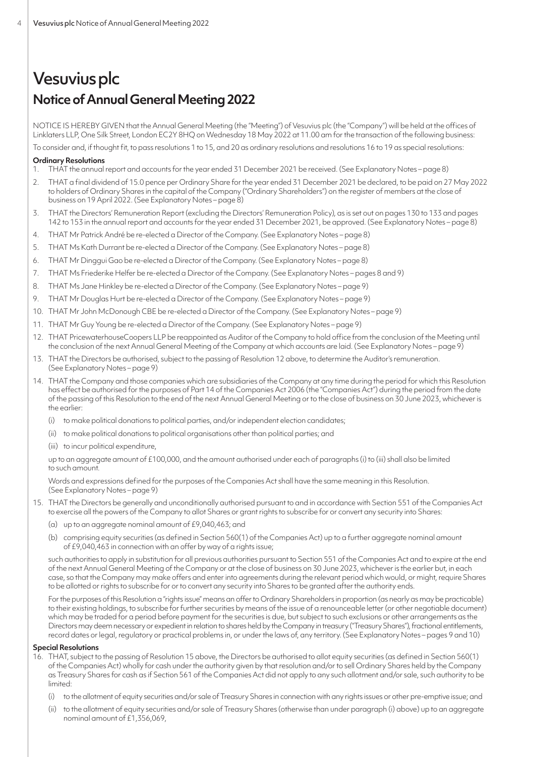# Vesuvius plc

## Notice of Annual General Meeting 2022

NOTICE IS HEREBY GIVEN that the Annual General Meeting (the "Meeting") of Vesuvius plc (the "Company") will be held at the offices of Linklaters LLP, One Silk Street, London EC2Y 8HQ on Wednesday 18 May 2022 at 11.00 am for the transaction of the following business:

To consider and, if thought fit, to pass resolutions 1 to 15, and 20 as ordinary resolutions and resolutions 16 to 19 as special resolutions:

**Ordinary Resolutions**

1. THAT the annual report and accounts for the year ended 31 December 2021 be received. (See Explanatory Notes – page 8)
2. THAT a final dividend of 15.0 pence per Ordinary Share for the year ended 31 December 2021 be declared, to be paid on 27 May 2022 to holders of Ordinary Shares in the capital of the Company ("Ordinary Shareholders") on the register of members at the close of business on 19 April 2022. (See Explanatory Notes – page 8)
3. THAT the Directors' Remuneration Report (excluding the Directors' Remuneration Policy), as is set out on pages 130 to 133 and pages 142 to 153 in the annual report and accounts for the year ended 31 December 2021, be approved. (See Explanatory Notes – page 8)
4. THAT Mr Patrick André be re-elected a Director of the Company. (See Explanatory Notes – page 8)
5. THAT Ms Kath Durrant be re-elected a Director of the Company. (See Explanatory Notes – page 8)
6. THAT Mr Dinggui Gao be re-elected a Director of the Company. (See Explanatory Notes – page 8)
7. THAT Ms Friederike Helfer be re-elected a Director of the Company. (See Explanatory Notes – pages 8 and 9)
8. THAT Ms Jane Hinkley be re-elected a Director of the Company. (See Explanatory Notes – page 9)
9. THAT Mr Douglas Hurt be re-elected a Director of the Company. (See Explanatory Notes – page 9)
10. THAT Mr John McDonough CBE be re-elected a Director of the Company. (See Explanatory Notes – page 9)
11. THAT Mr Guy Young be re-elected a Director of the Company. (See Explanatory Notes – page 9)
12. THAT PricewaterhouseCoopers LLP be reappointed as Auditor of the Company to hold office from the conclusion of the Meeting until the conclusion of the next Annual General Meeting of the Company at which accounts are laid. (See Explanatory Notes – page 9)
13. THAT the Directors be authorised, subject to the passing of Resolution 12 above, to determine the Auditor's remuneration. (See Explanatory Notes – page 9)
14. THAT the Company and those companies which are subsidiaries of the Company at any time during the period for which this Resolution has effect be authorised for the purposes of Part 14 of the Companies Act 2006 (the "Companies Act") during the period from the date of the passing of this Resolution to the end of the next Annual General Meeting or to the close of business on 30 June 2023, whichever is the earlier:

    (i) to make political donations to political parties, and/or independent election candidates;

    (ii) to make political donations to political organisations other than political parties; and

    (iii) to incur political expenditure,

    up to an aggregate amount of £100,000, and the amount authorised under each of paragraphs (i) to (iii) shall also be limited to such amount.

    Words and expressions defined for the purposes of the Companies Act shall have the same meaning in this Resolution. (See Explanatory Notes – page 9)

15. THAT the Directors be generally and unconditionally authorised pursuant to and in accordance with Section 551 of the Companies Act to exercise all the powers of the Company to allot Shares or grant rights to subscribe for or convert any security into Shares:

    (a) up to an aggregate nominal amount of £9,040,463; and

    (b) comprising equity securities (as defined in Section 560(1) of the Companies Act) up to a further aggregate nominal amount of £9,040,463 in connection with an offer by way of a rights issue;

    such authorities to apply in substitution for all previous authorities pursuant to Section 551 of the Companies Act and to expire at the end of the next Annual General Meeting of the Company or at the close of business on 30 June 2023, whichever is the earlier but, in each case, so that the Company may make offers and enter into agreements during the relevant period which would, or might, require Shares to be allotted or rights to subscribe for or to convert any security into Shares to be granted after the authority ends.

    For the purposes of this Resolution a "rights issue" means an offer to Ordinary Shareholders in proportion (as nearly as may be practicable) to their existing holdings, to subscribe for further securities by means of the issue of a renounceable letter (or other negotiable document) which may be traded for a period before payment for the securities is due, but subject to such exclusions or other arrangements as the Directors may deem necessary or expedient in relation to shares held by the Company in treasury ("Treasury Shares"), fractional entitlements, record dates or legal, regulatory or practical problems in, or under the laws of, any territory. (See Explanatory Notes – pages 9 and 10)

**Special Resolutions**

16. THAT, subject to the passing of Resolution 15 above, the Directors be authorised to allot equity securities (as defined in Section 560(1) of the Companies Act) wholly for cash under the authority given by that resolution and/or to sell Ordinary Shares held by the Company as Treasury Shares for cash as if Section 561 of the Companies Act did not apply to any such allotment and/or sale, such authority to be limited:

    (i) to the allotment of equity securities and/or sale of Treasury Shares in connection with any rights issues or other pre-emptive issue; and

    (ii) to the allotment of equity securities and/or sale of Treasury Shares (otherwise than under paragraph (i) above) up to an aggregate nominal amount of £1,356,069,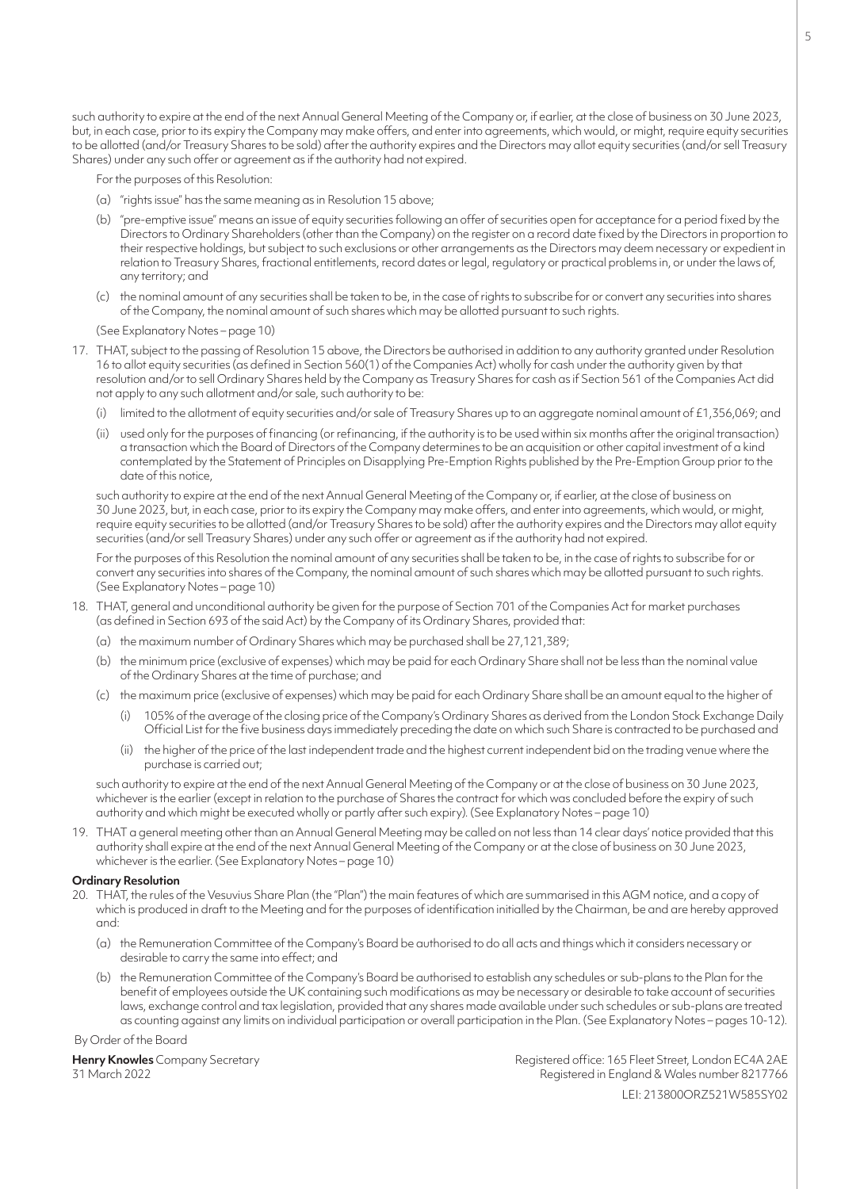such authority to expire at the end of the next Annual General Meeting of the Company or, if earlier, at the close of business on 30 June 2023, but, in each case, prior to its expiry the Company may make offers, and enter into agreements, which would, or might, require equity securities to be allotted (and/or Treasury Shares to be sold) after the authority expires and the Directors may allot equity securities (and/or sell Treasury Shares) under any such offer or agreement as if the authority had not expired.

For the purposes of this Resolution:

(a) "rights issue" has the same meaning as in Resolution 15 above;

(b) "pre-emptive issue" means an issue of equity securities following an offer of securities open for acceptance for a period fixed by the Directors to Ordinary Shareholders (other than the Company) on the register on a record date fixed by the Directors in proportion to their respective holdings, but subject to such exclusions or other arrangements as the Directors may deem necessary or expedient in relation to Treasury Shares, fractional entitlements, record dates or legal, regulatory or practical problems in, or under the laws of, any territory; and

(c) the nominal amount of any securities shall be taken to be, in the case of rights to subscribe for or convert any securities into shares of the Company, the nominal amount of such shares which may be allotted pursuant to such rights.

(See Explanatory Notes – page 10)

17. THAT, subject to the passing of Resolution 15 above, the Directors be authorised in addition to any authority granted under Resolution 16 to allot equity securities (as defined in Section 560(1) of the Companies Act) wholly for cash under the authority given by that resolution and/or to sell Ordinary Shares held by the Company as Treasury Shares for cash as if Section 561 of the Companies Act did not apply to any such allotment and/or sale, such authority to be:

    (i) limited to the allotment of equity securities and/or sale of Treasury Shares up to an aggregate nominal amount of £1,356,069; and

    (ii) used only for the purposes of financing (or refinancing, if the authority is to be used within six months after the original transaction) a transaction which the Board of Directors of the Company determines to be an acquisition or other capital investment of a kind contemplated by the Statement of Principles on Disapplying Pre-Emption Rights published by the Pre-Emption Group prior to the date of this notice,

    such authority to expire at the end of the next Annual General Meeting of the Company or, if earlier, at the close of business on 30 June 2023, but, in each case, prior to its expiry the Company may make offers, and enter into agreements, which would, or might, require equity securities to be allotted (and/or Treasury Shares to be sold) after the authority expires and the Directors may allot equity securities (and/or sell Treasury Shares) under any such offer or agreement as if the authority had not expired.

    For the purposes of this Resolution the nominal amount of any securities shall be taken to be, in the case of rights to subscribe for or convert any securities into shares of the Company, the nominal amount of such shares which may be allotted pursuant to such rights. (See Explanatory Notes – page 10)

18. THAT, general and unconditional authority be given for the purpose of Section 701 of the Companies Act for market purchases (as defined in Section 693 of the said Act) by the Company of its Ordinary Shares, provided that:

    (a) the maximum number of Ordinary Shares which may be purchased shall be 27,121,389;

    (b) the minimum price (exclusive of expenses) which may be paid for each Ordinary Share shall not be less than the nominal value of the Ordinary Shares at the time of purchase; and

    (c) the maximum price (exclusive of expenses) which may be paid for each Ordinary Share shall be an amount equal to the higher of

        (i) 105% of the average of the closing price of the Company's Ordinary Shares as derived from the London Stock Exchange Daily Official List for the five business days immediately preceding the date on which such Share is contracted to be purchased and

        (ii) the higher of the price of the last independent trade and the highest current independent bid on the trading venue where the purchase is carried out;

    such authority to expire at the end of the next Annual General Meeting of the Company or at the close of business on 30 June 2023, whichever is the earlier (except in relation to the purchase of Shares the contract for which was concluded before the expiry of such authority and which might be executed wholly or partly after such expiry). (See Explanatory Notes – page 10)

19. THAT a general meeting other than an Annual General Meeting may be called on not less than 14 clear days' notice provided that this authority shall expire at the end of the next Annual General Meeting of the Company or at the close of business on 30 June 2023, whichever is the earlier. (See Explanatory Notes – page 10)

**Ordinary Resolution**

20. THAT, the rules of the Vesuvius Share Plan (the "Plan") the main features of which are summarised in this AGM notice, and a copy of which is produced in draft to the Meeting and for the purposes of identification initialled by the Chairman, be and are hereby approved and:

    (a) the Remuneration Committee of the Company's Board be authorised to do all acts and things which it considers necessary or desirable to carry the same into effect; and

    (b) the Remuneration Committee of the Company's Board be authorised to establish any schedules or sub-plans to the Plan for the benefit of employees outside the UK containing such modifications as may be necessary or desirable to take account of securities laws, exchange control and tax legislation, provided that any shares made available under such schedules or sub-plans are treated as counting against any limits on individual participation or overall participation in the Plan. (See Explanatory Notes – pages 10-12).

By Order of the Board

**Henry Knowles** Company Secretary
31 March 2022

Registered office: 165 Fleet Street, London EC4A 2AE
Registered in England & Wales number 8217766
LEI: 213800ORZ521W585SY02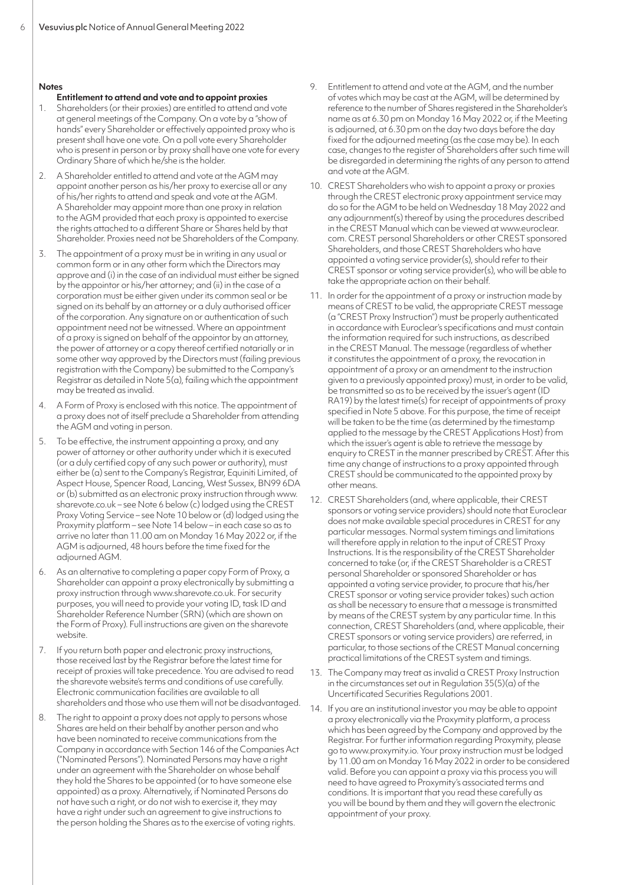## Notes

### Entitlement to attend and vote and to appoint proxies

1. Shareholders (or their proxies) are entitled to attend and vote at general meetings of the Company. On a vote by a "show of hands" every Shareholder or effectively appointed proxy who is present shall have one vote. On a poll vote every Shareholder who is present in person or by proxy shall have one vote for every Ordinary Share of which he/she is the holder.
2. A Shareholder entitled to attend and vote at the AGM may appoint another person as his/her proxy to exercise all or any of his/her rights to attend and speak and vote at the AGM. A Shareholder may appoint more than one proxy in relation to the AGM provided that each proxy is appointed to exercise the rights attached to a different Share or Shares held by that Shareholder. Proxies need not be Shareholders of the Company.
3. The appointment of a proxy must be in writing in any usual or common form or in any other form which the Directors may approve and (i) in the case of an individual must either be signed by the appointor or his/her attorney; and (ii) in the case of a corporation must be either given under its common seal or be signed on its behalf by an attorney or a duly authorised officer of the corporation. Any signature on or authentication of such appointment need not be witnessed. Where an appointment of a proxy is signed on behalf of the appointor by an attorney, the power of attorney or a copy thereof certified notarially or in some other way approved by the Directors must (failing previous registration with the Company) be submitted to the Company's Registrar as detailed in Note 5(a), failing which the appointment may be treated as invalid.
4. A Form of Proxy is enclosed with this notice. The appointment of a proxy does not of itself preclude a Shareholder from attending the AGM and voting in person.
5. To be effective, the instrument appointing a proxy, and any power of attorney or other authority under which it is executed (or a duly certified copy of any such power or authority), must either be (a) sent to the Company's Registrar, Equiniti Limited, of Aspect House, Spencer Road, Lancing, West Sussex, BN99 6DA or (b) submitted as an electronic proxy instruction through www.sharevote.co.uk – see Note 6 below (c) lodged using the CREST Proxy Voting Service – see Note 10 below or (d) lodged using the Proxymity platform – see Note 14 below – in each case so as to arrive no later than 11.00 am on Monday 16 May 2022 or, if the AGM is adjourned, 48 hours before the time fixed for the adjourned AGM.
6. As an alternative to completing a paper copy Form of Proxy, a Shareholder can appoint a proxy electronically by submitting a proxy instruction through www.sharevote.co.uk. For security purposes, you will need to provide your voting ID, task ID and Shareholder Reference Number (SRN) (which are shown on the Form of Proxy). Full instructions are given on the sharevote website.
7. If you return both paper and electronic proxy instructions, those received last by the Registrar before the latest time for receipt of proxies will take precedence. You are advised to read the sharevote website's terms and conditions of use carefully. Electronic communication facilities are available to all shareholders and those who use them will not be disadvantaged.
8. The right to appoint a proxy does not apply to persons whose Shares are held on their behalf by another person and who have been nominated to receive communications from the Company in accordance with Section 146 of the Companies Act ("Nominated Persons"). Nominated Persons may have a right under an agreement with the Shareholder on whose behalf they hold the Shares to be appointed (or to have someone else appointed) as a proxy. Alternatively, if Nominated Persons do not have such a right, or do not wish to exercise it, they may have a right under such an agreement to give instructions to the person holding the Shares as to the exercise of voting rights.
9. Entitlement to attend and vote at the AGM, and the number of votes which may be cast at the AGM, will be determined by reference to the number of Shares registered in the Shareholder's name as at 6.30 pm on Monday 16 May 2022 or, if the Meeting is adjourned, at 6.30 pm on the day two days before the day fixed for the adjourned meeting (as the case may be). In each case, changes to the register of Shareholders after such time will be disregarded in determining the rights of any person to attend and vote at the AGM.
10. CREST Shareholders who wish to appoint a proxy or proxies through the CREST electronic proxy appointment service may do so for the AGM to be held on Wednesday 18 May 2022 and any adjournment(s) thereof by using the procedures described in the CREST Manual which can be viewed at www.euroclear.com. CREST personal Shareholders or other CREST sponsored Shareholders, and those CREST Shareholders who have appointed a voting service provider(s), should refer to their CREST sponsor or voting service provider(s), who will be able to take the appropriate action on their behalf.
11. In order for the appointment of a proxy or instruction made by means of CREST to be valid, the appropriate CREST message (a "CREST Proxy Instruction") must be properly authenticated in accordance with Euroclear's specifications and must contain the information required for such instructions, as described in the CREST Manual. The message (regardless of whether it constitutes the appointment of a proxy, the revocation in appointment of a proxy or an amendment to the instruction given to a previously appointed proxy) must, in order to be valid, be transmitted so as to be received by the issuer's agent (ID RA19) by the latest time(s) for receipt of appointments of proxy specified in Note 5 above. For this purpose, the time of receipt will be taken to be the time (as determined by the timestamp applied to the message by the CREST Applications Host) from which the issuer's agent is able to retrieve the message by enquiry to CREST in the manner prescribed by CREST. After this time any change of instructions to a proxy appointed through CREST should be communicated to the appointed proxy by other means.
12. CREST Shareholders (and, where applicable, their CREST sponsors or voting service providers) should note that Euroclear does not make available special procedures in CREST for any particular messages. Normal system timings and limitations will therefore apply in relation to the input of CREST Proxy Instructions. It is the responsibility of the CREST Shareholder concerned to take (or, if the CREST Shareholder is a CREST personal Shareholder or sponsored Shareholder or has appointed a voting service provider, to procure that his/her CREST sponsor or voting service provider takes) such action as shall be necessary to ensure that a message is transmitted by means of the CREST system by any particular time. In this connection, CREST Shareholders (and, where applicable, their CREST sponsors or voting service providers) are referred, in particular, to those sections of the CREST Manual concerning practical limitations of the CREST system and timings.
13. The Company may treat as invalid a CREST Proxy Instruction in the circumstances set out in Regulation 35(5)(a) of the Uncertificated Securities Regulations 2001.
14. If you are an institutional investor you may be able to appoint a proxy electronically via the Proxymity platform, a process which has been agreed by the Company and approved by the Registrar. For further information regarding Proxymity, please go to www.proxymity.io. Your proxy instruction must be lodged by 11.00 am on Monday 16 May 2022 in order to be considered valid. Before you can appoint a proxy via this process you will need to have agreed to Proxymity's associated terms and conditions. It is important that you read these carefully as you will be bound by them and they will govern the electronic appointment of your proxy.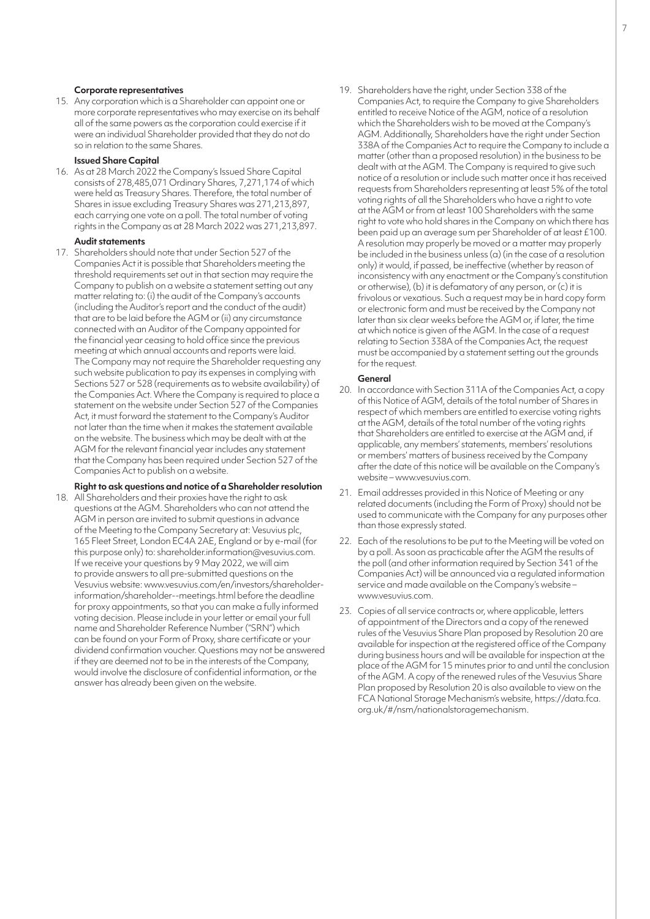### Corporate representatives

15. Any corporation which is a Shareholder can appoint one or more corporate representatives who may exercise on its behalf all of the same powers as the corporation could exercise if it were an individual Shareholder provided that they do not do so in relation to the same Shares.

### Issued Share Capital

16. As at 28 March 2022 the Company's Issued Share Capital consists of 278,485,071 Ordinary Shares, 7,271,174 of which were held as Treasury Shares. Therefore, the total number of Shares in issue excluding Treasury Shares was 271,213,897, each carrying one vote on a poll. The total number of voting rights in the Company as at 28 March 2022 was 271,213,897.

### Audit statements

17. Shareholders should note that under Section 527 of the Companies Act it is possible that Shareholders meeting the threshold requirements set out in that section may require the Company to publish on a website a statement setting out any matter relating to: (i) the audit of the Company's accounts (including the Auditor's report and the conduct of the audit) that are to be laid before the AGM or (ii) any circumstance connected with an Auditor of the Company appointed for the financial year ceasing to hold office since the previous meeting at which annual accounts and reports were laid. The Company may not require the Shareholder requesting any such website publication to pay its expenses in complying with Sections 527 or 528 (requirements as to website availability) of the Companies Act. Where the Company is required to place a statement on the website under Section 527 of the Companies Act, it must forward the statement to the Company's Auditor not later than the time when it makes the statement available on the website. The business which may be dealt with at the AGM for the relevant financial year includes any statement that the Company has been required under Section 527 of the Companies Act to publish on a website.

### Right to ask questions and notice of a Shareholder resolution

18. All Shareholders and their proxies have the right to ask questions at the AGM. Shareholders who can not attend the AGM in person are invited to submit questions in advance of the Meeting to the Company Secretary at: Vesuvius plc, 165 Fleet Street, London EC4A 2AE, England or by e-mail (for this purpose only) to: shareholder.information@vesuvius.com. If we receive your questions by 9 May 2022, we will aim to provide answers to all pre-submitted questions on the Vesuvius website: www.vesuvius.com/en/investors/shareholder-information/shareholder--meetings.html before the deadline for proxy appointments, so that you can make a fully informed voting decision. Please include in your letter or email your full name and Shareholder Reference Number ("SRN") which can be found on your Form of Proxy, share certificate or your dividend confirmation voucher. Questions may not be answered if they are deemed not to be in the interests of the Company, would involve the disclosure of confidential information, or the answer has already been given on the website.

19. Shareholders have the right, under Section 338 of the Companies Act, to require the Company to give Shareholders entitled to receive Notice of the AGM, notice of a resolution which the Shareholders wish to be moved at the Company's AGM. Additionally, Shareholders have the right under Section 338A of the Companies Act to require the Company to include a matter (other than a proposed resolution) in the business to be dealt with at the AGM. The Company is required to give such notice of a resolution or include such matter once it has received requests from Shareholders representing at least 5% of the total voting rights of all the Shareholders who have a right to vote at the AGM or from at least 100 Shareholders with the same right to vote who hold shares in the Company on which there has been paid up an average sum per Shareholder of at least £100. A resolution may properly be moved or a matter may properly be included in the business unless (a) (in the case of a resolution only) it would, if passed, be ineffective (whether by reason of inconsistency with any enactment or the Company's constitution or otherwise), (b) it is defamatory of any person, or (c) it is frivolous or vexatious. Such a request may be in hard copy form or electronic form and must be received by the Company not later than six clear weeks before the AGM or, if later, the time at which notice is given of the AGM. In the case of a request relating to Section 338A of the Companies Act, the request must be accompanied by a statement setting out the grounds for the request.

### General

20. In accordance with Section 311A of the Companies Act, a copy of this Notice of AGM, details of the total number of Shares in respect of which members are entitled to exercise voting rights at the AGM, details of the total number of the voting rights that Shareholders are entitled to exercise at the AGM and, if applicable, any members' statements, members' resolutions or members' matters of business received by the Company after the date of this notice will be available on the Company's website – www.vesuvius.com.

21. Email addresses provided in this Notice of Meeting or any related documents (including the Form of Proxy) should not be used to communicate with the Company for any purposes other than those expressly stated.

22. Each of the resolutions to be put to the Meeting will be voted on by a poll. As soon as practicable after the AGM the results of the poll (and other information required by Section 341 of the Companies Act) will be announced via a regulated information service and made available on the Company's website – www.vesuvius.com.

23. Copies of all service contracts or, where applicable, letters of appointment of the Directors and a copy of the renewed rules of the Vesuvius Share Plan proposed by Resolution 20 are available for inspection at the registered office of the Company during business hours and will be available for inspection at the place of the AGM for 15 minutes prior to and until the conclusion of the AGM. A copy of the renewed rules of the Vesuvius Share Plan proposed by Resolution 20 is also available to view on the FCA National Storage Mechanism's website, https://data.fca.org.uk/#/nsm/nationalstoragemechanism.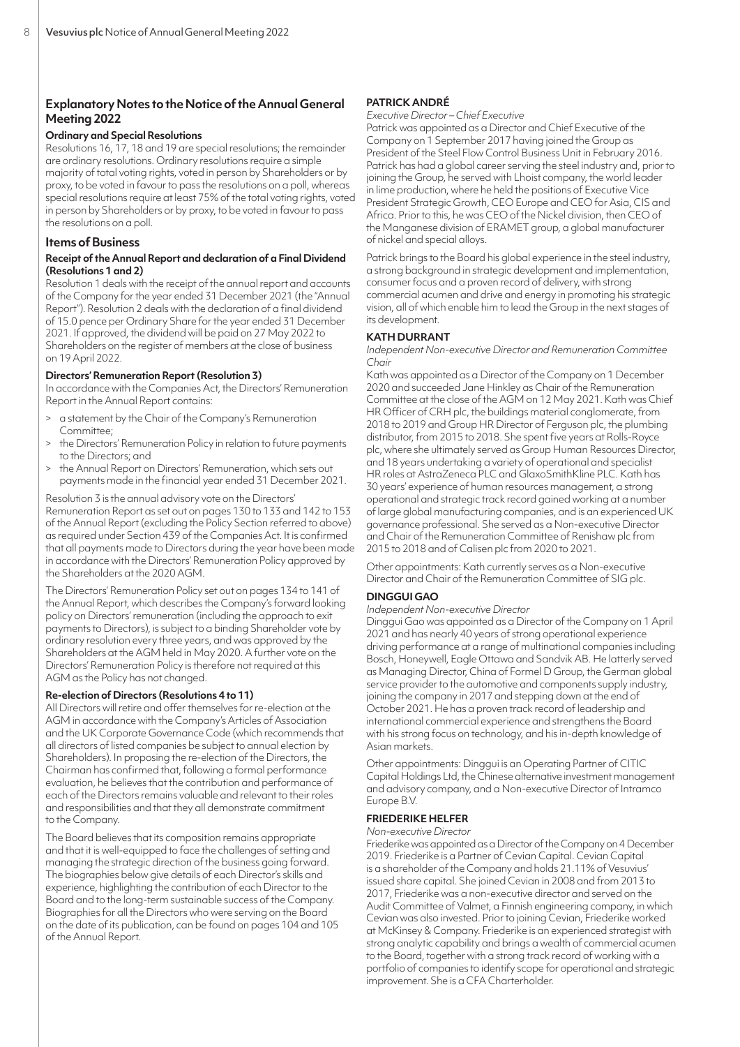## Explanatory Notes to the Notice of the Annual General Meeting 2022

### Ordinary and Special Resolutions

Resolutions 16, 17, 18 and 19 are special resolutions; the remainder are ordinary resolutions. Ordinary resolutions require a simple majority of total voting rights, voted in person by Shareholders or by proxy, to be voted in favour to pass the resolutions on a poll, whereas special resolutions require at least 75% of the total voting rights, voted in person by Shareholders or by proxy, to be voted in favour to pass the resolutions on a poll.

## Items of Business

### Receipt of the Annual Report and declaration of a Final Dividend (Resolutions 1 and 2)

Resolution 1 deals with the receipt of the annual report and accounts of the Company for the year ended 31 December 2021 (the "Annual Report"). Resolution 2 deals with the declaration of a final dividend of 15.0 pence per Ordinary Share for the year ended 31 December 2021. If approved, the dividend will be paid on 27 May 2022 to Shareholders on the register of members at the close of business on 19 April 2022.

### Directors' Remuneration Report (Resolution 3)

In accordance with the Companies Act, the Directors' Remuneration Report in the Annual Report contains:

- a statement by the Chair of the Company's Remuneration Committee;
- the Directors' Remuneration Policy in relation to future payments to the Directors; and
- the Annual Report on Directors' Remuneration, which sets out payments made in the financial year ended 31 December 2021.

Resolution 3 is the annual advisory vote on the Directors' Remuneration Report as set out on pages 130 to 133 and 142 to 153 of the Annual Report (excluding the Policy Section referred to above) as required under Section 439 of the Companies Act. It is confirmed that all payments made to Directors during the year have been made in accordance with the Directors' Remuneration Policy approved by the Shareholders at the 2020 AGM.

The Directors' Remuneration Policy set out on pages 134 to 141 of the Annual Report, which describes the Company's forward looking policy on Directors' remuneration (including the approach to exit payments to Directors), is subject to a binding Shareholder vote by ordinary resolution every three years, and was approved by the Shareholders at the AGM held in May 2020. A further vote on the Directors' Remuneration Policy is therefore not required at this AGM as the Policy has not changed.

### Re-election of Directors (Resolutions 4 to 11)

All Directors will retire and offer themselves for re-election at the AGM in accordance with the Company's Articles of Association and the UK Corporate Governance Code (which recommends that all directors of listed companies be subject to annual election by Shareholders). In proposing the re-election of the Directors, the Chairman has confirmed that, following a formal performance evaluation, he believes that the contribution and performance of each of the Directors remains valuable and relevant to their roles and responsibilities and that they all demonstrate commitment to the Company.

The Board believes that its composition remains appropriate and that it is well-equipped to face the challenges of setting and managing the strategic direction of the business going forward. The biographies below give details of each Director's skills and experience, highlighting the contribution of each Director to the Board and to the long-term sustainable success of the Company. Biographies for all the Directors who were serving on the Board on the date of its publication, can be found on pages 104 and 105 of the Annual Report.

#### PATRICK ANDRÉ

*Executive Director – Chief Executive*

Patrick was appointed as a Director and Chief Executive of the Company on 1 September 2017 having joined the Group as President of the Steel Flow Control Business Unit in February 2016. Patrick has had a global career serving the steel industry and, prior to joining the Group, he served with Lhoist company, the world leader in lime production, where he held the positions of Executive Vice President Strategic Growth, CEO Europe and CEO for Asia, CIS and Africa. Prior to this, he was CEO of the Nickel division, then CEO of the Manganese division of ERAMET group, a global manufacturer of nickel and special alloys.

Patrick brings to the Board his global experience in the steel industry, a strong background in strategic development and implementation, consumer focus and a proven record of delivery, with strong commercial acumen and drive and energy in promoting his strategic vision, all of which enable him to lead the Group in the next stages of its development.

#### KATH DURRANT

*Independent Non-executive Director and Remuneration Committee Chair*

Kath was appointed as a Director of the Company on 1 December 2020 and succeeded Jane Hinkley as Chair of the Remuneration Committee at the close of the AGM on 12 May 2021. Kath was Chief HR Officer of CRH plc, the buildings material conglomerate, from 2018 to 2019 and Group HR Director of Ferguson plc, the plumbing distributor, from 2015 to 2018. She spent five years at Rolls-Royce plc, where she ultimately served as Group Human Resources Director, and 18 years undertaking a variety of operational and specialist HR roles at AstraZeneca PLC and GlaxoSmithKline PLC. Kath has 30 years' experience of human resources management, a strong operational and strategic track record gained working at a number of large global manufacturing companies, and is an experienced UK governance professional. She served as a Non-executive Director and Chair of the Remuneration Committee of Renishaw plc from 2015 to 2018 and of Calisen plc from 2020 to 2021.

Other appointments: Kath currently serves as a Non-executive Director and Chair of the Remuneration Committee of SIG plc.

#### DINGGUI GAO

*Independent Non-executive Director*

Dinggui Gao was appointed as a Director of the Company on 1 April 2021 and has nearly 40 years of strong operational experience driving performance at a range of multinational companies including Bosch, Honeywell, Eagle Ottawa and Sandvik AB. He latterly served as Managing Director, China of Formel D Group, the German global service provider to the automotive and components supply industry, joining the company in 2017 and stepping down at the end of October 2021. He has a proven track record of leadership and international commercial experience and strengthens the Board with his strong focus on technology, and his in-depth knowledge of Asian markets.

Other appointments: Dinggui is an Operating Partner of CITIC Capital Holdings Ltd, the Chinese alternative investment management and advisory company, and a Non-executive Director of Intramco Europe B.V.

#### FRIEDERIKE HELFER

*Non-executive Director*

Friederike was appointed as a Director of the Company on 4 December 2019. Friederike is a Partner of Cevian Capital. Cevian Capital is a shareholder of the Company and holds 21.11% of Vesuvius' issued share capital. She joined Cevian in 2008 and from 2013 to 2017, Friederike was a non-executive director and served on the Audit Committee of Valmet, a Finnish engineering company, in which Cevian was also invested. Prior to joining Cevian, Friederike worked at McKinsey & Company. Friederike is an experienced strategist with strong analytic capability and brings a wealth of commercial acumen to the Board, together with a strong track record of working with a portfolio of companies to identify scope for operational and strategic improvement. She is a CFA Charterholder.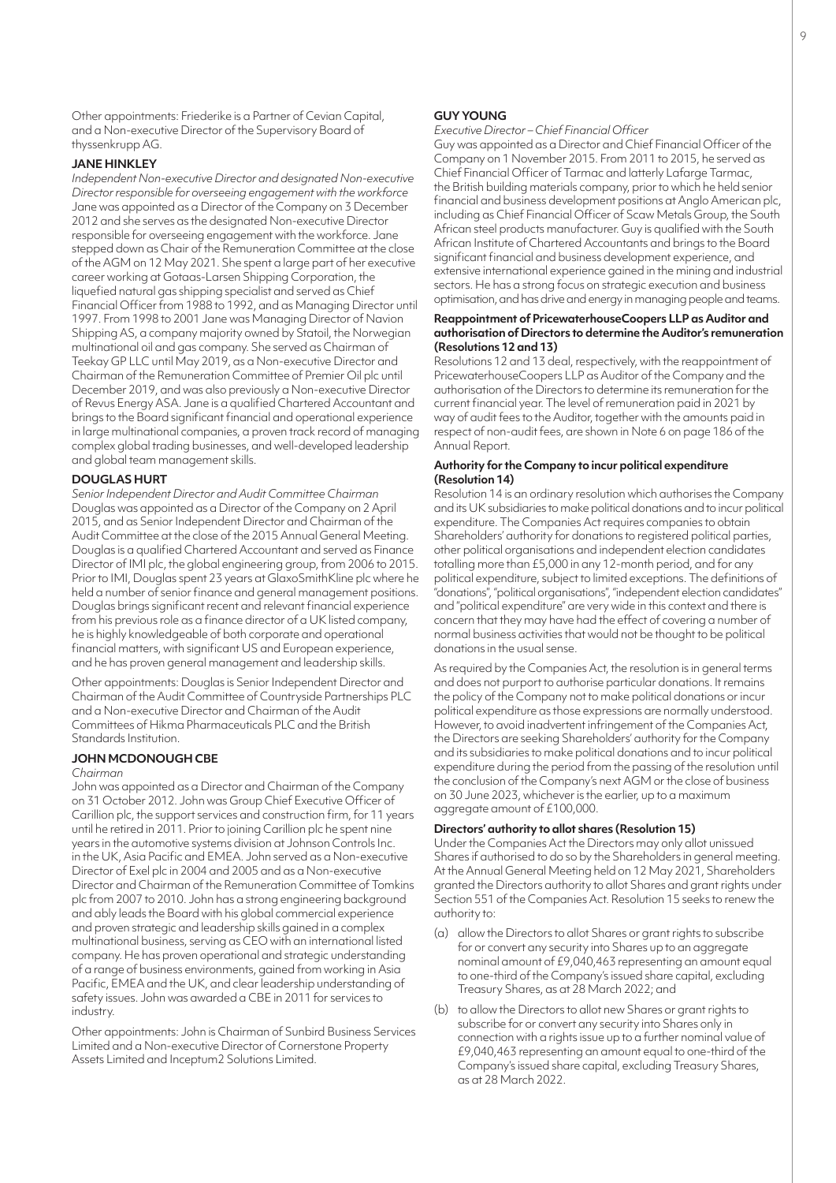Other appointments: Friederike is a Partner of Cevian Capital, and a Non-executive Director of the Supervisory Board of thyssenkrupp AG.

### JANE HINKLEY

*Independent Non-executive Director and designated Non-executive Director responsible for overseeing engagement with the workforce*

Jane was appointed as a Director of the Company on 3 December 2012 and she serves as the designated Non-executive Director responsible for overseeing engagement with the workforce. Jane stepped down as Chair of the Remuneration Committee at the close of the AGM on 12 May 2021. She spent a large part of her executive career working at Gotaas-Larsen Shipping Corporation, the liquefied natural gas shipping specialist and served as Chief Financial Officer from 1988 to 1992, and as Managing Director until 1997. From 1998 to 2001 Jane was Managing Director of Navion Shipping AS, a company majority owned by Statoil, the Norwegian multinational oil and gas company. She served as Chairman of Teekay GP LLC until May 2019, as a Non-executive Director and Chairman of the Remuneration Committee of Premier Oil plc until December 2019, and was also previously a Non-executive Director of Revus Energy ASA. Jane is a qualified Chartered Accountant and brings to the Board significant financial and operational experience in large multinational companies, a proven track record of managing complex global trading businesses, and well-developed leadership and global team management skills.

### DOUGLAS HURT

*Senior Independent Director and Audit Committee Chairman*

Douglas was appointed as a Director of the Company on 2 April 2015, and as Senior Independent Director and Chairman of the Audit Committee at the close of the 2015 Annual General Meeting. Douglas is a qualified Chartered Accountant and served as Finance Director of IMI plc, the global engineering group, from 2006 to 2015. Prior to IMI, Douglas spent 23 years at GlaxoSmithKline plc where he held a number of senior finance and general management positions. Douglas brings significant recent and relevant financial experience from his previous role as a finance director of a UK listed company, he is highly knowledgeable of both corporate and operational financial matters, with significant US and European experience, and he has proven general management and leadership skills.

Other appointments: Douglas is Senior Independent Director and Chairman of the Audit Committee of Countryside Partnerships PLC and a Non-executive Director and Chairman of the Audit Committees of Hikma Pharmaceuticals PLC and the British Standards Institution.

### JOHN MCDONOUGH CBE

*Chairman*

John was appointed as a Director and Chairman of the Company on 31 October 2012. John was Group Chief Executive Officer of Carillion plc, the support services and construction firm, for 11 years until he retired in 2011. Prior to joining Carillion plc he spent nine years in the automotive systems division at Johnson Controls Inc. in the UK, Asia Pacific and EMEA. John served as a Non-executive Director of Exel plc in 2004 and 2005 and as a Non-executive Director and Chairman of the Remuneration Committee of Tomkins plc from 2007 to 2010. John has a strong engineering background and ably leads the Board with his global commercial experience and proven strategic and leadership skills gained in a complex multinational business, serving as CEO with an international listed company. He has proven operational and strategic understanding of a range of business environments, gained from working in Asia Pacific, EMEA and the UK, and clear leadership understanding of safety issues. John was awarded a CBE in 2011 for services to industry.

Other appointments: John is Chairman of Sunbird Business Services Limited and a Non-executive Director of Cornerstone Property Assets Limited and Inceptum2 Solutions Limited.

### GUY YOUNG

*Executive Director – Chief Financial Officer*

Guy was appointed as a Director and Chief Financial Officer of the Company on 1 November 2015. From 2011 to 2015, he served as Chief Financial Officer of Tarmac and latterly Lafarge Tarmac, the British building materials company, prior to which he held senior financial and business development positions at Anglo American plc, including as Chief Financial Officer of Scaw Metals Group, the South African steel products manufacturer. Guy is qualified with the South African Institute of Chartered Accountants and brings to the Board significant financial and business development experience, and extensive international experience gained in the mining and industrial sectors. He has a strong focus on strategic execution and business optimisation, and has drive and energy in managing people and teams.

#### Reappointment of PricewaterhouseCoopers LLP as Auditor and authorisation of Directors to determine the Auditor's remuneration (Resolutions 12 and 13)

Resolutions 12 and 13 deal, respectively, with the reappointment of PricewaterhouseCoopers LLP as Auditor of the Company and the authorisation of the Directors to determine its remuneration for the current financial year. The level of remuneration paid in 2021 by way of audit fees to the Auditor, together with the amounts paid in respect of non-audit fees, are shown in Note 6 on page 186 of the Annual Report.

#### Authority for the Company to incur political expenditure (Resolution 14)

Resolution 14 is an ordinary resolution which authorises the Company and its UK subsidiaries to make political donations and to incur political expenditure. The Companies Act requires companies to obtain Shareholders' authority for donations to registered political parties, other political organisations and independent election candidates totalling more than £5,000 in any 12-month period, and for any political expenditure, subject to limited exceptions. The definitions of "donations", "political organisations", "independent election candidates" and "political expenditure" are very wide in this context and there is concern that they may have had the effect of covering a number of normal business activities that would not be thought to be political donations in the usual sense.

As required by the Companies Act, the resolution is in general terms and does not purport to authorise particular donations. It remains the policy of the Company not to make political donations or incur political expenditure as those expressions are normally understood. However, to avoid inadvertent infringement of the Companies Act, the Directors are seeking Shareholders' authority for the Company and its subsidiaries to make political donations and to incur political expenditure during the period from the passing of the resolution until the conclusion of the Company's next AGM or the close of business on 30 June 2023, whichever is the earlier, up to a maximum aggregate amount of £100,000.

#### Directors' authority to allot shares (Resolution 15)

Under the Companies Act the Directors may only allot unissued Shares if authorised to do so by the Shareholders in general meeting. At the Annual General Meeting held on 12 May 2021, Shareholders granted the Directors authority to allot Shares and grant rights under Section 551 of the Companies Act. Resolution 15 seeks to renew the authority to:

(a) allow the Directors to allot Shares or grant rights to subscribe for or convert any security into Shares up to an aggregate nominal amount of £9,040,463 representing an amount equal to one-third of the Company's issued share capital, excluding Treasury Shares, as at 28 March 2022; and

(b) to allow the Directors to allot new Shares or grant rights to subscribe for or convert any security into Shares only in connection with a rights issue up to a further nominal value of £9,040,463 representing an amount equal to one-third of the Company's issued share capital, excluding Treasury Shares, as at 28 March 2022.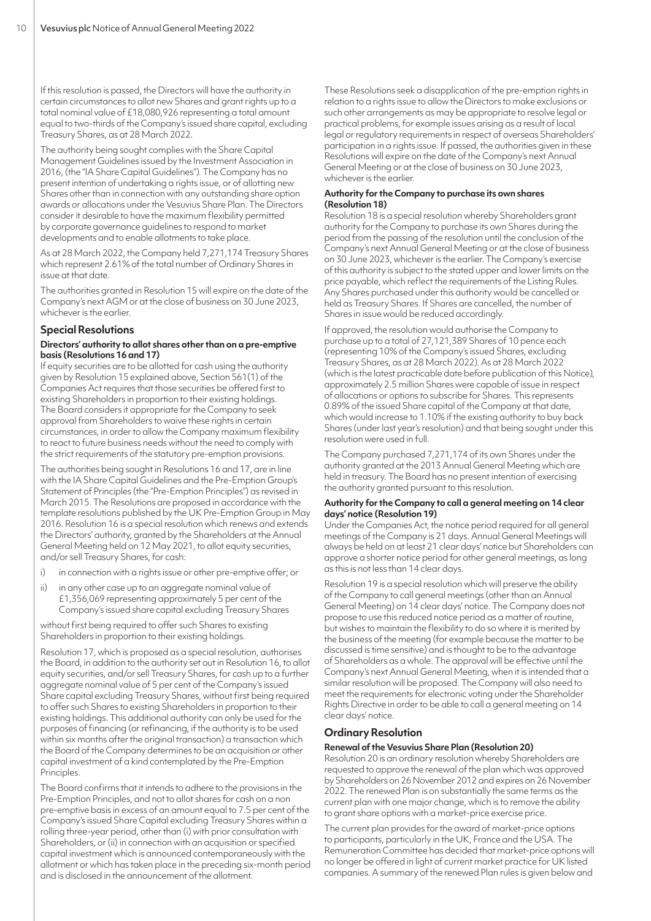If this resolution is passed, the Directors will have the authority in certain circumstances to allot new Shares and grant rights up to a total nominal value of £18,080,926 representing a total amount equal to two-thirds of the Company's issued share capital, excluding Treasury Shares, as at 28 March 2022.

The authority being sought complies with the Share Capital Management Guidelines issued by the Investment Association in 2016, (the "IA Share Capital Guidelines"). The Company has no present intention of undertaking a rights issue, or of allotting new Shares other than in connection with any outstanding share option awards or allocations under the Vesuvius Share Plan. The Directors consider it desirable to have the maximum flexibility permitted by corporate governance guidelines to respond to market developments and to enable allotments to take place.

As at 28 March 2022, the Company held 7,271,174 Treasury Shares which represent 2.61% of the total number of Ordinary Shares in issue at that date.

The authorities granted in Resolution 15 will expire on the date of the Company's next AGM or at the close of business on 30 June 2023, whichever is the earlier.

## Special Resolutions

### Directors' authority to allot shares other than on a pre-emptive basis (Resolutions 16 and 17)

If equity securities are to be allotted for cash using the authority given by Resolution 15 explained above, Section 561(1) of the Companies Act requires that those securities be offered first to existing Shareholders in proportion to their existing holdings. The Board considers it appropriate for the Company to seek approval from Shareholders to waive these rights in certain circumstances, in order to allow the Company maximum flexibility to react to future business needs without the need to comply with the strict requirements of the statutory pre-emption provisions.

The authorities being sought in Resolutions 16 and 17, are in line with the IA Share Capital Guidelines and the Pre-Emption Group's Statement of Principles (the "Pre-Emption Principles") as revised in March 2015. The Resolutions are proposed in accordance with the template resolutions published by the UK Pre-Emption Group in May 2016. Resolution 16 is a special resolution which renews and extends the Directors' authority, granted by the Shareholders at the Annual General Meeting held on 12 May 2021, to allot equity securities, and/or sell Treasury Shares, for cash:

i) in connection with a rights issue or other pre-emptive offer; or

ii) in any other case up to an aggregate nominal value of £1,356,069 representing approximately 5 per cent of the Company's issued share capital excluding Treasury Shares

without first being required to offer such Shares to existing Shareholders in proportion to their existing holdings.

Resolution 17, which is proposed as a special resolution, authorises the Board, in addition to the authority set out in Resolution 16, to allot equity securities, and/or sell Treasury Shares, for cash up to a further aggregate nominal value of 5 per cent of the Company's issued Share capital excluding Treasury Shares, without first being required to offer such Shares to existing Shareholders in proportion to their existing holdings. This additional authority can only be used for the purposes of financing (or refinancing, if the authority is to be used within six months after the original transaction) a transaction which the Board of the Company determines to be an acquisition or other capital investment of a kind contemplated by the Pre-Emption Principles.

The Board confirms that it intends to adhere to the provisions in the Pre-Emption Principles, and not to allot shares for cash on a non pre-emptive basis in excess of an amount equal to 7.5 per cent of the Company's issued Share Capital excluding Treasury Shares within a rolling three-year period, other than (i) with prior consultation with Shareholders, or (ii) in connection with an acquisition or specified capital investment which is announced contemporaneously with the allotment or which has taken place in the preceding six-month period and is disclosed in the announcement of the allotment.

These Resolutions seek a disapplication of the pre-emption rights in relation to a rights issue to allow the Directors to make exclusions or such other arrangements as may be appropriate to resolve legal or practical problems, for example issues arising as a result of local legal or regulatory requirements in respect of overseas Shareholders' participation in a rights issue. If passed, the authorities given in these Resolutions will expire on the date of the Company's next Annual General Meeting or at the close of business on 30 June 2023, whichever is the earlier.

### Authority for the Company to purchase its own shares (Resolution 18)

Resolution 18 is a special resolution whereby Shareholders grant authority for the Company to purchase its own Shares during the period from the passing of the resolution until the conclusion of the Company's next Annual General Meeting or at the close of business on 30 June 2023, whichever is the earlier. The Company's exercise of this authority is subject to the stated upper and lower limits on the price payable, which reflect the requirements of the Listing Rules. Any Shares purchased under this authority would be cancelled or held as Treasury Shares. If Shares are cancelled, the number of Shares in issue would be reduced accordingly.

If approved, the resolution would authorise the Company to purchase up to a total of 27,121,389 Shares of 10 pence each (representing 10% of the Company's issued Shares, excluding Treasury Shares, as at 28 March 2022). As at 28 March 2022 (which is the latest practicable date before publication of this Notice), approximately 2.5 million Shares were capable of issue in respect of allocations or options to subscribe for Shares. This represents 0.89% of the issued Share capital of the Company at that date, which would increase to 1.10% if the existing authority to buy back Shares (under last year's resolution) and that being sought under this resolution were used in full.

The Company purchased 7,271,174 of its own Shares under the authority granted at the 2013 Annual General Meeting which are held in treasury. The Board has no present intention of exercising the authority granted pursuant to this resolution.

### Authority for the Company to call a general meeting on 14 clear days' notice (Resolution 19)

Under the Companies Act, the notice period required for all general meetings of the Company is 21 days. Annual General Meetings will always be held on at least 21 clear days' notice but Shareholders can approve a shorter notice period for other general meetings, as long as this is not less than 14 clear days.

Resolution 19 is a special resolution which will preserve the ability of the Company to call general meetings (other than an Annual General Meeting) on 14 clear days' notice. The Company does not propose to use this reduced notice period as a matter of routine, but wishes to maintain the flexibility to do so where it is merited by the business of the meeting (for example because the matter to be discussed is time sensitive) and is thought to be to the advantage of Shareholders as a whole. The approval will be effective until the Company's next Annual General Meeting, when it is intended that a similar resolution will be proposed. The Company will also need to meet the requirements for electronic voting under the Shareholder Rights Directive in order to be able to call a general meeting on 14 clear days' notice.

## Ordinary Resolution

### Renewal of the Vesuvius Share Plan (Resolution 20)

Resolution 20 is an ordinary resolution whereby Shareholders are requested to approve the renewal of the plan which was approved by Shareholders on 26 November 2012 and expires on 26 November 2022. The renewed Plan is on substantially the same terms as the current plan with one major change, which is to remove the ability to grant share options with a market-price exercise price.

The current plan provides for the award of market-price options to participants, particularly in the UK, France and the USA. The Remuneration Committee has decided that market-price options will no longer be offered in light of current market practice for UK listed companies. A summary of the renewed Plan rules is given below and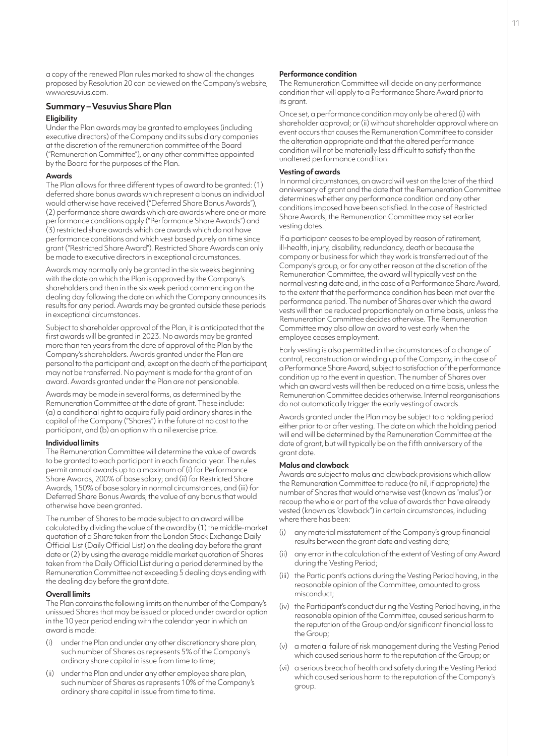a copy of the renewed Plan rules marked to show all the changes proposed by Resolution 20 can be viewed on the Company's website, www.vesuvius.com.

## Summary – Vesuvius Share Plan

### Eligibility

Under the Plan awards may be granted to employees (including executive directors) of the Company and its subsidiary companies at the discretion of the remuneration committee of the Board ("Remuneration Committee"), or any other committee appointed by the Board for the purposes of the Plan.

### Awards

The Plan allows for three different types of award to be granted: (1) deferred share bonus awards which represent a bonus an individual would otherwise have received ("Deferred Share Bonus Awards"), (2) performance share awards which are awards where one or more performance conditions apply ("Performance Share Awards") and (3) restricted share awards which are awards which do not have performance conditions and which vest based purely on time since grant ("Restricted Share Award"). Restricted Share Awards can only be made to executive directors in exceptional circumstances.

Awards may normally only be granted in the six weeks beginning with the date on which the Plan is approved by the Company's shareholders and then in the six week period commencing on the dealing day following the date on which the Company announces its results for any period. Awards may be granted outside these periods in exceptional circumstances.

Subject to shareholder approval of the Plan, it is anticipated that the first awards will be granted in 2023. No awards may be granted more than ten years from the date of approval of the Plan by the Company's shareholders. Awards granted under the Plan are personal to the participant and, except on the death of the participant, may not be transferred. No payment is made for the grant of an award. Awards granted under the Plan are not pensionable.

Awards may be made in several forms, as determined by the Remuneration Committee at the date of grant. These include: (a) a conditional right to acquire fully paid ordinary shares in the capital of the Company ("Shares") in the future at no cost to the participant, and (b) an option with a nil exercise price.

### Individual limits

The Remuneration Committee will determine the value of awards to be granted to each participant in each financial year. The rules permit annual awards up to a maximum of (i) for Performance Share Awards, 200% of base salary; and (ii) for Restricted Share Awards, 150% of base salary in normal circumstances, and (iii) for Deferred Share Bonus Awards, the value of any bonus that would otherwise have been granted.

The number of Shares to be made subject to an award will be calculated by dividing the value of the award by (1) the middle-market quotation of a Share taken from the London Stock Exchange Daily Official List (Daily Official List) on the dealing day before the grant date or (2) by using the average middle market quotation of Shares taken from the Daily Official List during a period determined by the Remuneration Committee not exceeding 5 dealing days ending with the dealing day before the grant date.

### Overall limits

The Plan contains the following limits on the number of the Company's unissued Shares that may be issued or placed under award or option in the 10 year period ending with the calendar year in which an award is made:

(i) under the Plan and under any other discretionary share plan, such number of Shares as represents 5% of the Company's ordinary share capital in issue from time to time;

(ii) under the Plan and under any other employee share plan, such number of Shares as represents 10% of the Company's ordinary share capital in issue from time to time.

### Performance condition

The Remuneration Committee will decide on any performance condition that will apply to a Performance Share Award prior to its grant.

Once set, a performance condition may only be altered (i) with shareholder approval; or (ii) without shareholder approval where an event occurs that causes the Remuneration Committee to consider the alteration appropriate and that the altered performance condition will not be materially less difficult to satisfy than the unaltered performance condition.

### Vesting of awards

In normal circumstances, an award will vest on the later of the third anniversary of grant and the date that the Remuneration Committee determines whether any performance condition and any other conditions imposed have been satisfied. In the case of Restricted Share Awards, the Remuneration Committee may set earlier vesting dates.

If a participant ceases to be employed by reason of retirement, ill-health, injury, disability, redundancy, death or because the company or business for which they work is transferred out of the Company's group, or for any other reason at the discretion of the Remuneration Committee, the award will typically vest on the normal vesting date and, in the case of a Performance Share Award, to the extent that the performance condition has been met over the performance period. The number of Shares over which the award vests will then be reduced proportionately on a time basis, unless the Remuneration Committee decides otherwise. The Remuneration Committee may also allow an award to vest early when the employee ceases employment.

Early vesting is also permitted in the circumstances of a change of control, reconstruction or winding up of the Company, in the case of a Performance Share Award, subject to satisfaction of the performance condition up to the event in question. The number of Shares over which an award vests will then be reduced on a time basis, unless the Remuneration Committee decides otherwise. Internal reorganisations do not automatically trigger the early vesting of awards.

Awards granted under the Plan may be subject to a holding period either prior to or after vesting. The date on which the holding period will end will be determined by the Remuneration Committee at the date of grant, but will typically be on the fifth anniversary of the grant date.

### Malus and clawback

Awards are subject to malus and clawback provisions which allow the Remuneration Committee to reduce (to nil, if appropriate) the number of Shares that would otherwise vest (known as "malus") or recoup the whole or part of the value of awards that have already vested (known as "clawback") in certain circumstances, including where there has been:

(i) any material misstatement of the Company's group financial results between the grant date and vesting date;

(ii) any error in the calculation of the extent of Vesting of any Award during the Vesting Period;

(iii) the Participant's actions during the Vesting Period having, in the reasonable opinion of the Committee, amounted to gross misconduct;

(iv) the Participant's conduct during the Vesting Period having, in the reasonable opinion of the Committee, caused serious harm to the reputation of the Group and/or significant financial loss to the Group;

(v) a material failure of risk management during the Vesting Period which caused serious harm to the reputation of the Group; or

(vi) a serious breach of health and safety during the Vesting Period which caused serious harm to the reputation of the Company's group.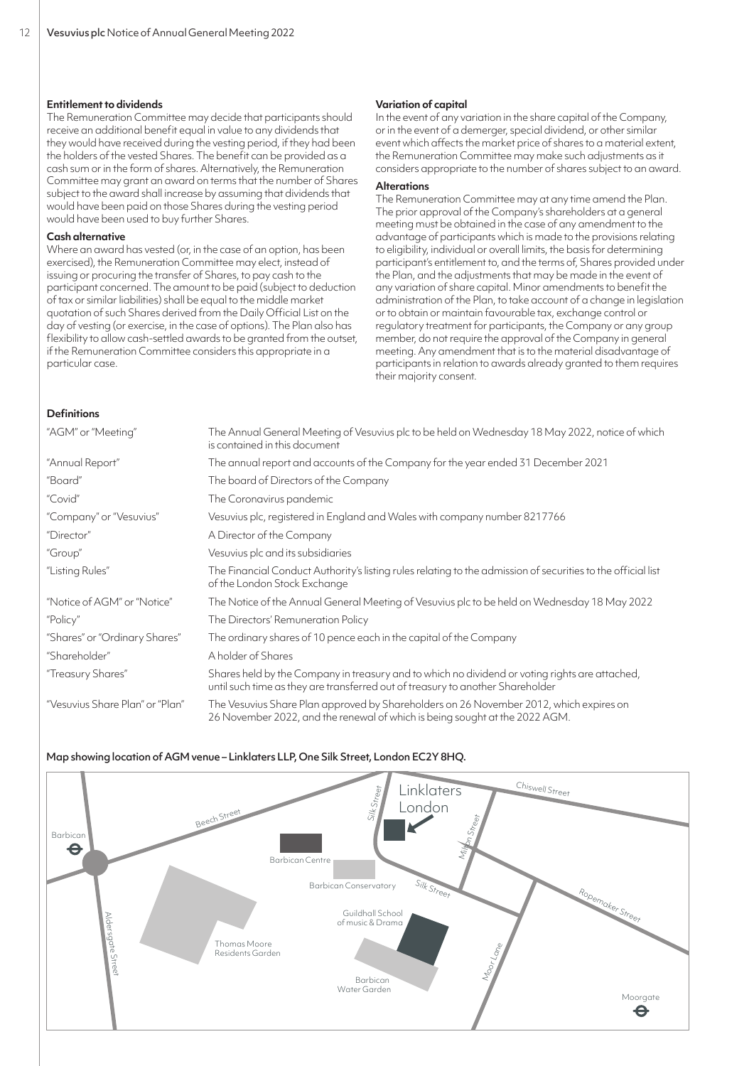### Entitlement to dividends

The Remuneration Committee may decide that participants should receive an additional benefit equal in value to any dividends that they would have received during the vesting period, if they had been the holders of the vested Shares. The benefit can be provided as a cash sum or in the form of shares. Alternatively, the Remuneration Committee may grant an award on terms that the number of Shares subject to the award shall increase by assuming that dividends that would have been paid on those Shares during the vesting period would have been used to buy further Shares.

### Cash alternative

Where an award has vested (or, in the case of an option, has been exercised), the Remuneration Committee may elect, instead of issuing or procuring the transfer of Shares, to pay cash to the participant concerned. The amount to be paid (subject to deduction of tax or similar liabilities) shall be equal to the middle market quotation of such Shares derived from the Daily Official List on the day of vesting (or exercise, in the case of options). The Plan also has flexibility to allow cash-settled awards to be granted from the outset, if the Remuneration Committee considers this appropriate in a particular case.

### Variation of capital

In the event of any variation in the share capital of the Company, or in the event of a demerger, special dividend, or other similar event which affects the market price of shares to a material extent, the Remuneration Committee may make such adjustments as it considers appropriate to the number of shares subject to an award.

### Alterations

The Remuneration Committee may at any time amend the Plan. The prior approval of the Company's shareholders at a general meeting must be obtained in the case of any amendment to the advantage of participants which is made to the provisions relating to eligibility, individual or overall limits, the basis for determining participant's entitlement to, and the terms of, Shares provided under the Plan, and the adjustments that may be made in the event of any variation of share capital. Minor amendments to benefit the administration of the Plan, to take account of a change in legislation or to obtain or maintain favourable tax, exchange control or regulatory treatment for participants, the Company or any group member, do not require the approval of the Company in general meeting. Any amendment that is to the material disadvantage of participants in relation to awards already granted to them requires their majority consent.

## Definitions

| | |
|---|---|
| "AGM" or "Meeting" | The Annual General Meeting of Vesuvius plc to be held on Wednesday 18 May 2022, notice of which is contained in this document |
| "Annual Report" | The annual report and accounts of the Company for the year ended 31 December 2021 |
| "Board" | The board of Directors of the Company |
| "Covid" | The Coronavirus pandemic |
| "Company" or "Vesuvius" | Vesuvius plc, registered in England and Wales with company number 8217766 |
| "Director" | A Director of the Company |
| "Group" | Vesuvius plc and its subsidiaries |
| "Listing Rules" | The Financial Conduct Authority's listing rules relating to the admission of securities to the official list of the London Stock Exchange |
| "Notice of AGM" or "Notice" | The Notice of the Annual General Meeting of Vesuvius plc to be held on Wednesday 18 May 2022 |
| "Policy" | The Directors' Remuneration Policy |
| "Shares" or "Ordinary Shares" | The ordinary shares of 10 pence each in the capital of the Company |
| "Shareholder" | A holder of Shares |
| "Treasury Shares" | Shares held by the Company in treasury and to which no dividend or voting rights are attached, until such time as they are transferred out of treasury to another Shareholder |
| "Vesuvius Share Plan" or "Plan" | The Vesuvius Share Plan approved by Shareholders on 26 November 2012, which expires on 26 November 2022, and the renewal of which is being sought at the 2022 AGM. |

### Map showing location of AGM venue – Linklaters LLP, One Silk Street, London EC2Y 8HQ.

Linklaters London

Barbican

Beech Street

Silk Street

Milton Street

Chiswell Street

Barbican Centre

Barbican Conservatory

Ropemaker Street

Aldersgate Street

Guildhall School of music & Drama

Thomas Moore Residents Garden

Moor Lane

Barbican Water Garden

Moorgate